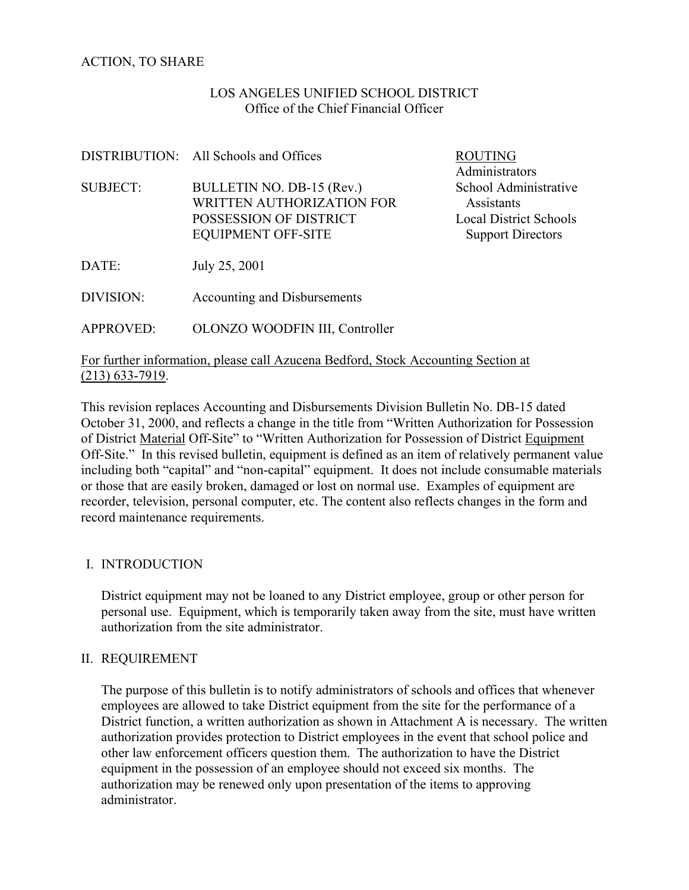ACTION, TO SHARE

LOS ANGELES UNIFIED SCHOOL DISTRICT
Office of the Chief Financial Officer

| | | |
|---|---|---|
| DISTRIBUTION: | All Schools and Offices | <u>ROUTING</u><br>Administrators<br>School Administrative Assistants<br>Local District Schools Support Directors |
| SUBJECT: | BULLETIN NO. DB-15 (Rev.)<br>WRITTEN AUTHORIZATION FOR POSSESSION OF DISTRICT EQUIPMENT OFF-SITE | |
| DATE: | July 25, 2001 | |
| DIVISION: | Accounting and Disbursements | |
| APPROVED: | OLONZO WOODFIN III, Controller | |

<u>For further information, please call Azucena Bedford, Stock Accounting Section at (213) 633-7919</u>.

This revision replaces Accounting and Disbursements Division Bulletin No. DB-15 dated October 31, 2000, and reflects a change in the title from "Written Authorization for Possession of District <u>Material</u> Off-Site" to "Written Authorization for Possession of District <u>Equipment</u> Off-Site." In this revised bulletin, equipment is defined as an item of relatively permanent value including both "capital" and "non-capital" equipment. It does not include consumable materials or those that are easily broken, damaged or lost on normal use. Examples of equipment are recorder, television, personal computer, etc. The content also reflects changes in the form and record maintenance requirements.

## I. INTRODUCTION

District equipment may not be loaned to any District employee, group or other person for personal use. Equipment, which is temporarily taken away from the site, must have written authorization from the site administrator.

## II. REQUIREMENT

The purpose of this bulletin is to notify administrators of schools and offices that whenever employees are allowed to take District equipment from the site for the performance of a District function, a written authorization as shown in Attachment A is necessary. The written authorization provides protection to District employees in the event that school police and other law enforcement officers question them. The authorization to have the District equipment in the possession of an employee should not exceed six months. The authorization may be renewed only upon presentation of the items to approving administrator.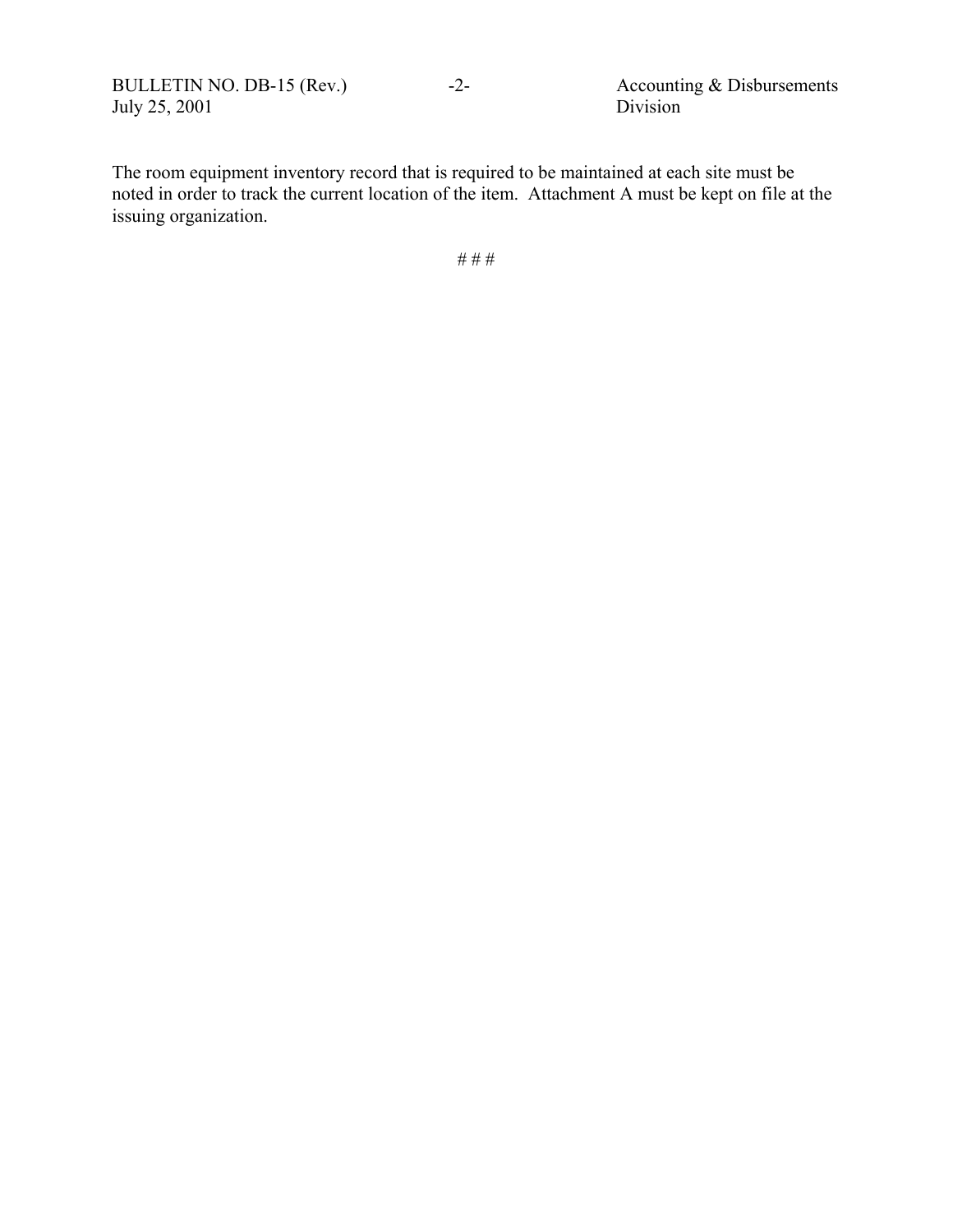The room equipment inventory record that is required to be maintained at each site must be noted in order to track the current location of the item. Attachment A must be kept on file at the issuing organization.

# # #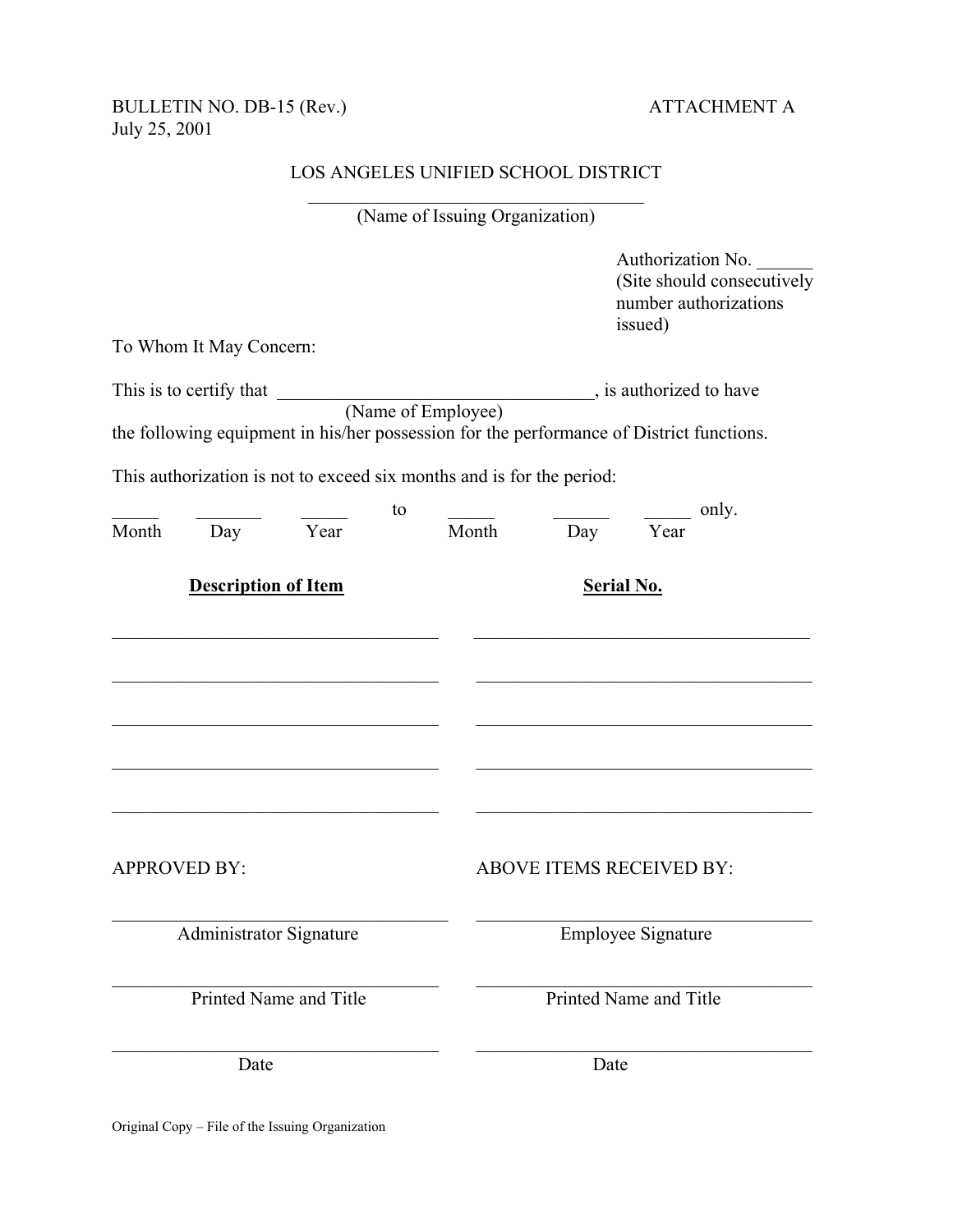BULLETIN NO. DB-15 (Rev.) ATTACHMENT A
July 25, 2001

LOS ANGELES UNIFIED SCHOOL DISTRICT

\_\_\_\_\_\_\_\_\_\_\_\_\_\_\_\_\_\_\_\_\_\_\_\_\_\_\_\_\_\_\_\_\_\_\_\_\_\_
(Name of Issuing Organization)

Authorization No. \_\_\_\_\_\_
(Site should consecutively number authorizations issued)

To Whom It May Concern:

This is to certify that \_\_\_\_\_\_\_\_\_\_\_\_\_\_\_\_\_\_\_\_\_\_\_\_\_\_\_\_\_\_\_\_\_\_, is authorized to have
(Name of Employee)
the following equipment in his/her possession for the performance of District functions.

This authorization is not to exceed six months and is for the period:

\_\_\_\_\_ \_\_\_\_\_\_\_ \_\_\_\_\_ to \_\_\_\_\_ \_\_\_\_\_\_\_ \_\_\_\_\_ only.
Month Day Year Month Day Year

| **Description of Item** | **Serial No.** |
|---|---|
| | |
| | |
| | |
| | |
| | |

APPROVED BY:

\_\_\_\_\_\_\_\_\_\_\_\_\_\_\_\_\_\_\_\_\_\_\_\_\_\_\_\_\_\_\_\_\_\_\_\_
Administrator Signature

\_\_\_\_\_\_\_\_\_\_\_\_\_\_\_\_\_\_\_\_\_\_\_\_\_\_\_\_\_\_\_\_\_\_\_\_
Printed Name and Title

\_\_\_\_\_\_\_\_\_\_\_\_\_\_\_\_\_\_\_\_\_\_\_\_\_\_\_\_\_\_\_\_\_\_\_\_
Date

ABOVE ITEMS RECEIVED BY:

\_\_\_\_\_\_\_\_\_\_\_\_\_\_\_\_\_\_\_\_\_\_\_\_\_\_\_\_\_\_\_\_\_\_\_\_
Employee Signature

\_\_\_\_\_\_\_\_\_\_\_\_\_\_\_\_\_\_\_\_\_\_\_\_\_\_\_\_\_\_\_\_\_\_\_\_
Printed Name and Title

\_\_\_\_\_\_\_\_\_\_\_\_\_\_\_\_\_\_\_\_\_\_\_\_\_\_\_\_\_\_\_\_\_\_\_\_
Date

Original Copy – File of the Issuing Organization